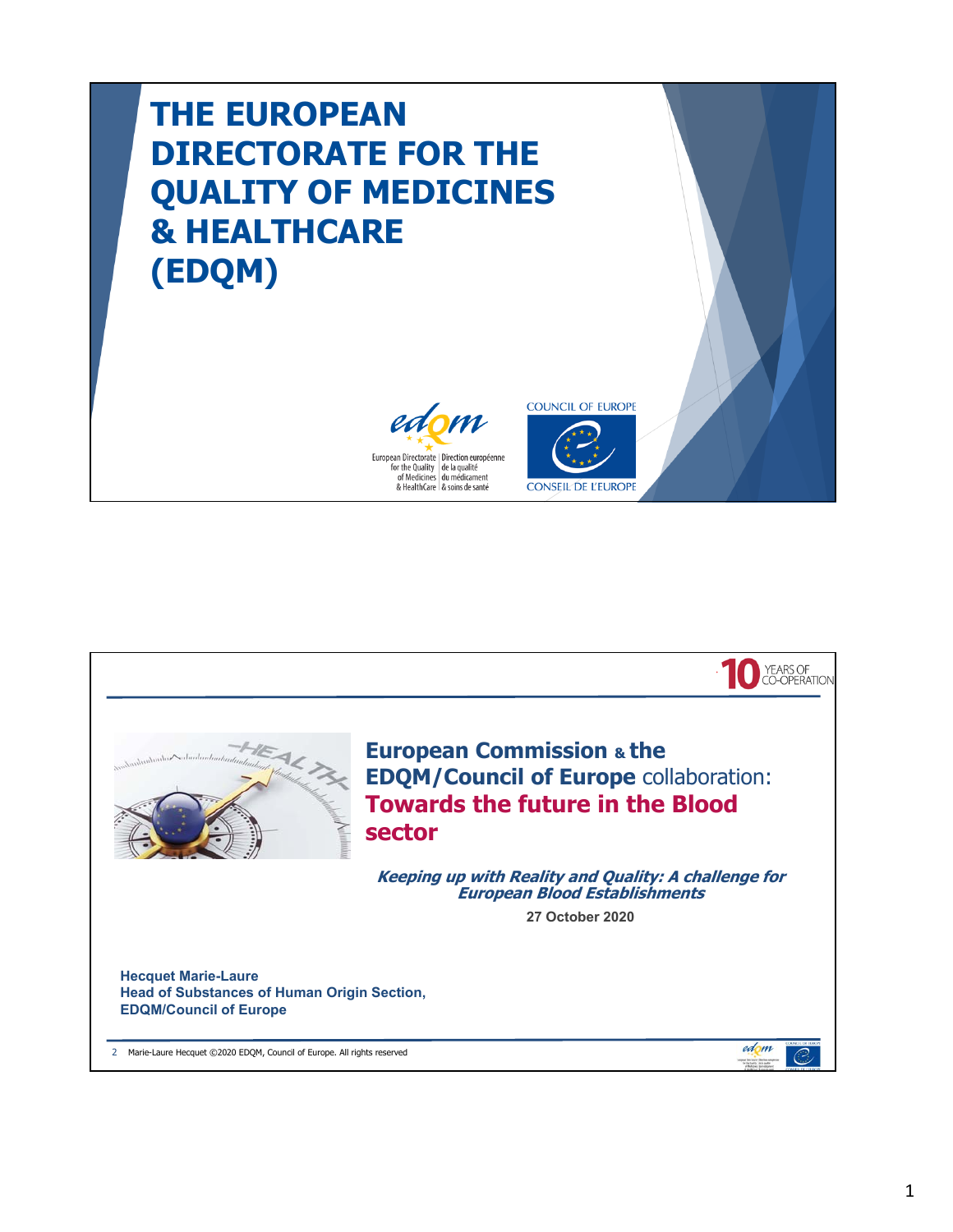# THE EUROPEAN DIRECTORATE FOR THE QUALITY OF MEDICINES & HEALTHCARE (EDQM)

European Directorate for the Quality of Medicines & HealthCare | Direction européenne de la qualité du médicament & soins de santé

COUNCIL OF EUROPE / CONSEIL DE L'EUROPE

---

10 YEARS OF CO-OPERATION

## European Commission & the EDQM/Council of Europe collaboration: Towards the future in the Blood sector

***Keeping up with Reality and Quality: A challenge for European Blood Establishments***

**27 October 2020**

**Hecquet Marie-Laure**
**Head of Substances of Human Origin Section,**
**EDQM/Council of Europe**

Marie-Laure Hecquet ©2020 EDQM, Council of Europe. All rights reserved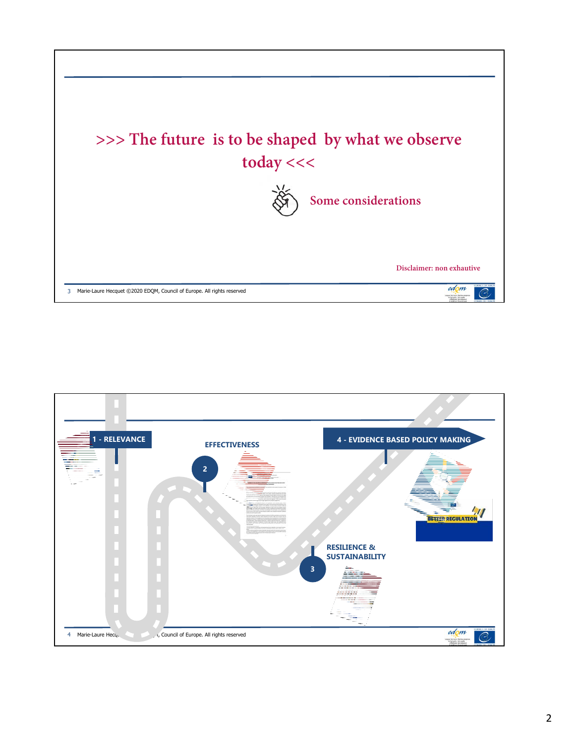## >>> The future is to be shaped by what we observe today <<<

Some considerations

Disclaimer: non exhautive

1 - RELEVANCE

2 EFFECTIVENESS

3 RESILIENCE & SUSTAINABILITY

4 - EVIDENCE BASED POLICY MAKING

BETTER REGULATION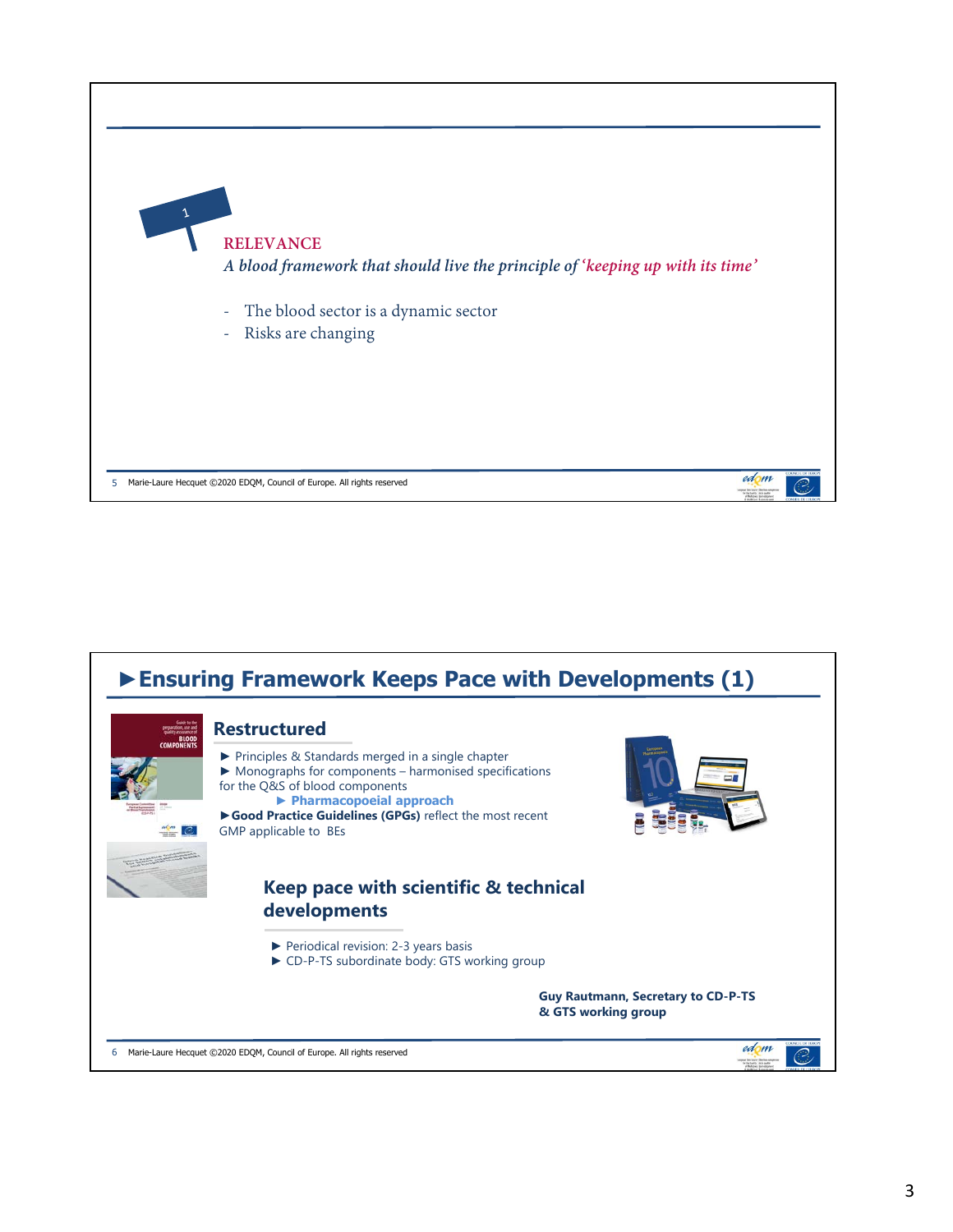1

**RELEVANCE**

*A blood framework that should live the principle of 'keeping up with its time'*

- The blood sector is a dynamic sector
- Risks are changing

Marie-Laure Hecquet ©2020 EDQM, Council of Europe. All rights reserved

# ►Ensuring Framework Keeps Pace with Developments (1)

## Restructured

► Principles & Standards merged in a single chapter
► Monographs for components – harmonised specifications for the Q&S of blood components
► **Pharmacopoeial approach**
►**Good Practice Guidelines (GPGs)** reflect the most recent GMP applicable to BEs

## Keep pace with scientific & technical developments

► Periodical revision: 2-3 years basis
► CD-P-TS subordinate body: GTS working group

**Guy Rautmann, Secretary to CD-P-TS & GTS working group**

Marie-Laure Hecquet ©2020 EDQM, Council of Europe. All rights reserved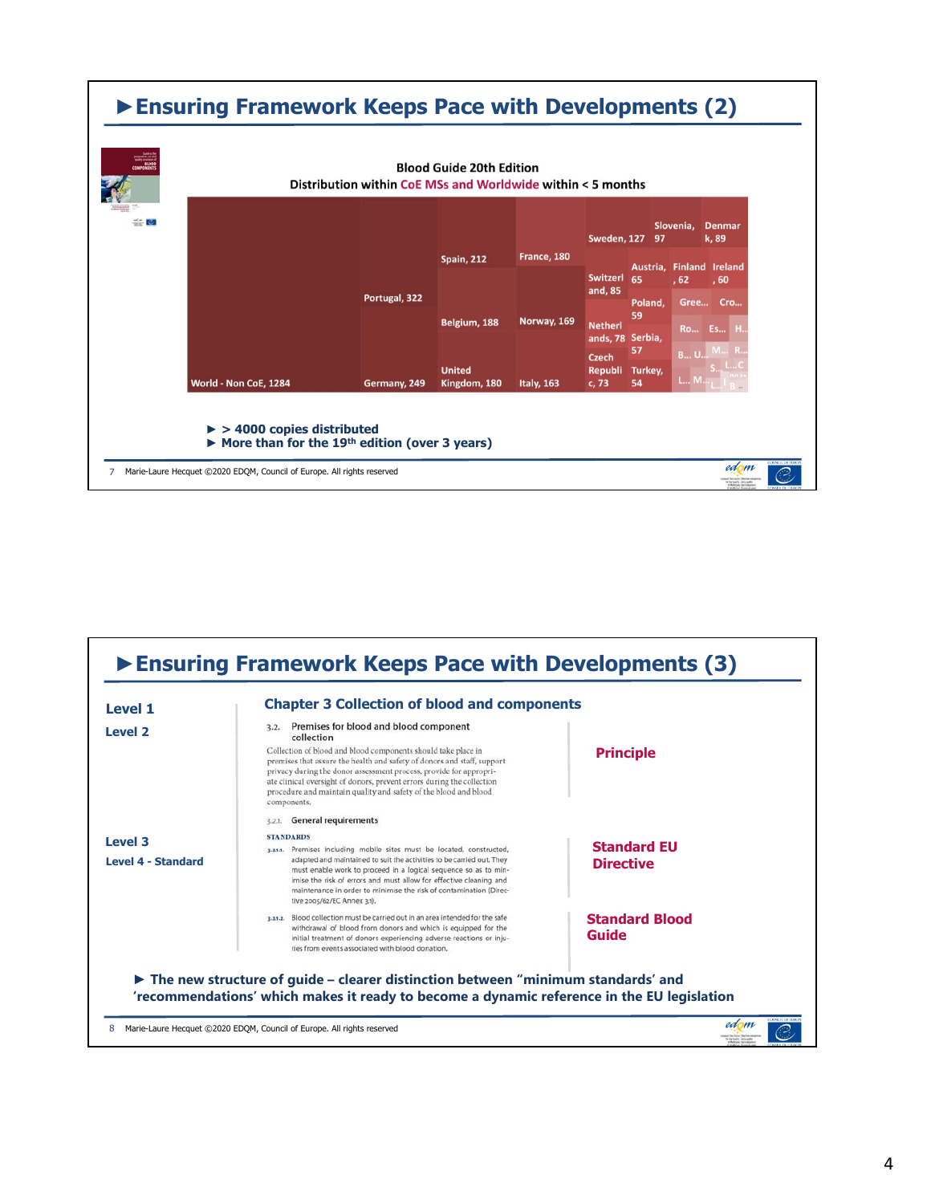# ►Ensuring Framework Keeps Pace with Developments (2)

**Blood Guide 20th Edition**
**Distribution within CoE MSs and Worldwide within < 5 months**

World - Non CoE, 1284; Portugal, 322; Germany, 249; Spain, 212; Belgium, 188; United Kingdom, 180; France, 180; Norway, 169; Italy, 163; Sweden, 127; Switzerland, 85; Netherlands, 78; Czech Republic, 73; Slovenia, 97; Denmark, 89; Austria, 65; Finland, 62; Ireland, 60; Poland, 59; Serbia, 57; Turkey, 54; Gree...; Cro...; Ro...; Es...; H...; B...; U...; M...; R...; S...; L...; C; L...; M...; L...; I; B

- ► > 4000 copies distributed
- ► More than for the 19th edition (over 3 years)

Marie-Laure Hecquet ©2020 EDQM, Council of Europe. All rights reserved

# ►Ensuring Framework Keeps Pace with Developments (3)

**Level 1**
**Level 2**

**Chapter 3 Collection of blood and components**

3.2. Premises for blood and blood component collection

Collection of blood and blood components should take place in premises that assure the health and safety of donors and staff, support privacy during the donor assessment process, provide for appropriate clinical oversight of donors, prevent errors during the collection procedure and maintain quality and safety of the blood and blood components.

**Principle**

3.2.1. General requirements

**Level 3**
**Level 4 - Standard**

STANDARDS

3.2.1.1. Premises including mobile sites must be located, constructed, adapted and maintained to suit the activities to be carried out. They must enable work to proceed in a logical sequence so as to minimise the risk of errors and must allow for effective cleaning and maintenance in order to minimise the risk of contamination (Directive 2005/62/EC Annex 3.1).

**Standard EU Directive**

3.2.1.2. Blood collection must be carried out in an area intended for the safe withdrawal of blood from donors and which is equipped for the initial treatment of donors experiencing adverse reactions or injuries from events associated with blood donation.

**Standard Blood Guide**

► The new structure of guide – clearer distinction between "minimum standards' and 'recommendations' which makes it ready to become a dynamic reference in the EU legislation

Marie-Laure Hecquet ©2020 EDQM, Council of Europe. All rights reserved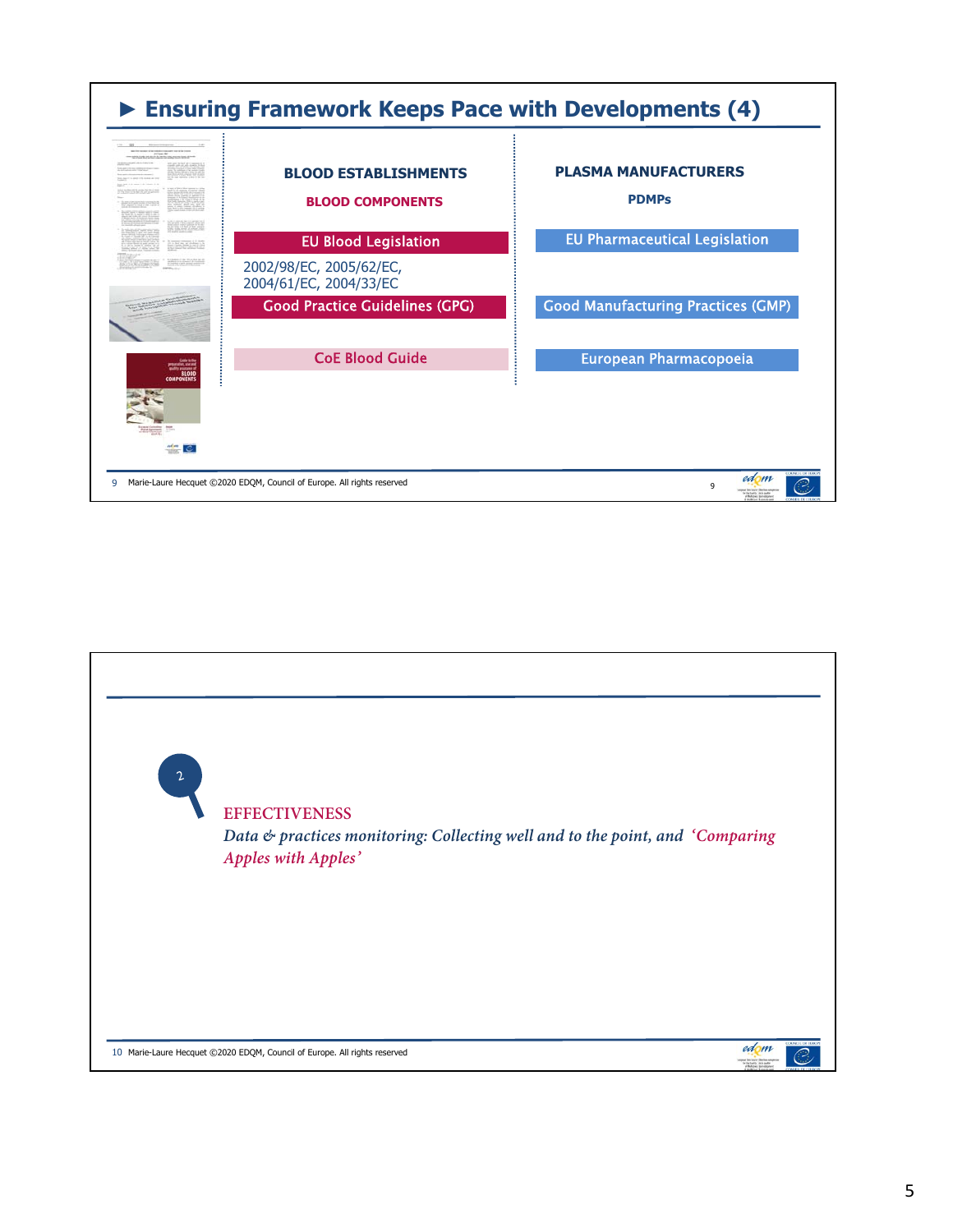## ► Ensuring Framework Keeps Pace with Developments (4)

| BLOOD ESTABLISHMENTS<br>BLOOD COMPONENTS | PLASMA MANUFACTURERS<br>PDMPs |
|---|---|
| EU Blood Legislation<br>2002/98/EC, 2005/62/EC,<br>2004/61/EC, 2004/33/EC | EU Pharmaceutical Legislation |
| Good Practice Guidelines (GPG) | Good Manufacturing Practices (GMP) |
| CoE Blood Guide | European Pharmacopoeia |

9 Marie-Laure Hecquet ©2020 EDQM, Council of Europe. All rights reserved

---

2

## EFFECTIVENESS

*Data & practices monitoring: Collecting well and to the point, and 'Comparing Apples with Apples'*

10 Marie-Laure Hecquet ©2020 EDQM, Council of Europe. All rights reserved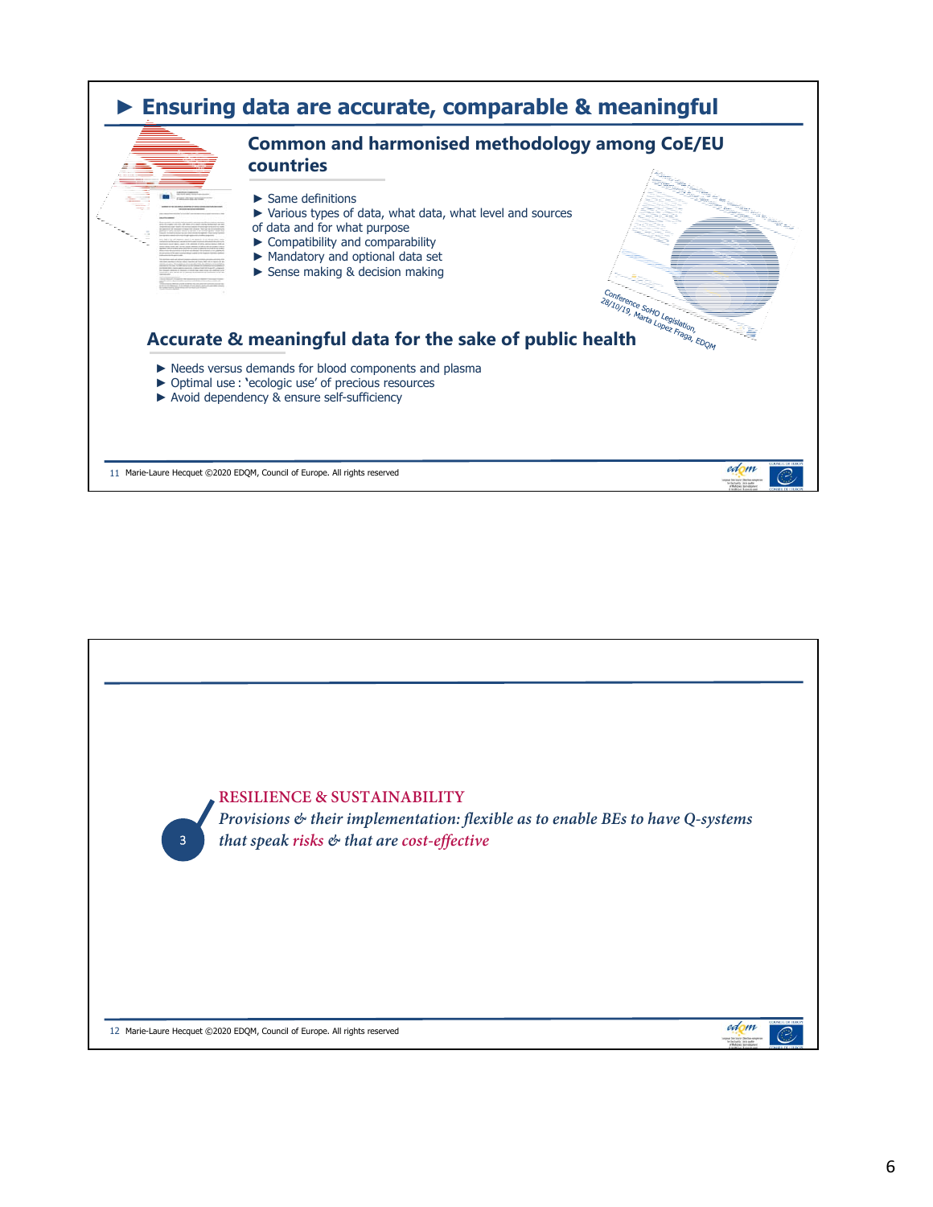## ► Ensuring data are accurate, comparable & meaningful

### Common and harmonised methodology among CoE/EU countries

- ► Same definitions
- ► Various types of data, what data, what level and sources of data and for what purpose
- ► Compatibility and comparability
- ► Mandatory and optional data set
- ► Sense making & decision making

Conference SoHO Legislation, 28/10/19, Marta Lopez Fraga, EDQM

### Accurate & meaningful data for the sake of public health

- ► Needs versus demands for blood components and plasma
- ► Optimal use : 'ecologic use' of precious resources
- ► Avoid dependency & ensure self-sufficiency

Marie-Laure Hecquet ©2020 EDQM, Council of Europe. All rights reserved

---

3

RESILIENCE & SUSTAINABILITY

*Provisions & their implementation: flexible as to enable BEs to have Q-systems that speak risks & that are cost-effective*

Marie-Laure Hecquet ©2020 EDQM, Council of Europe. All rights reserved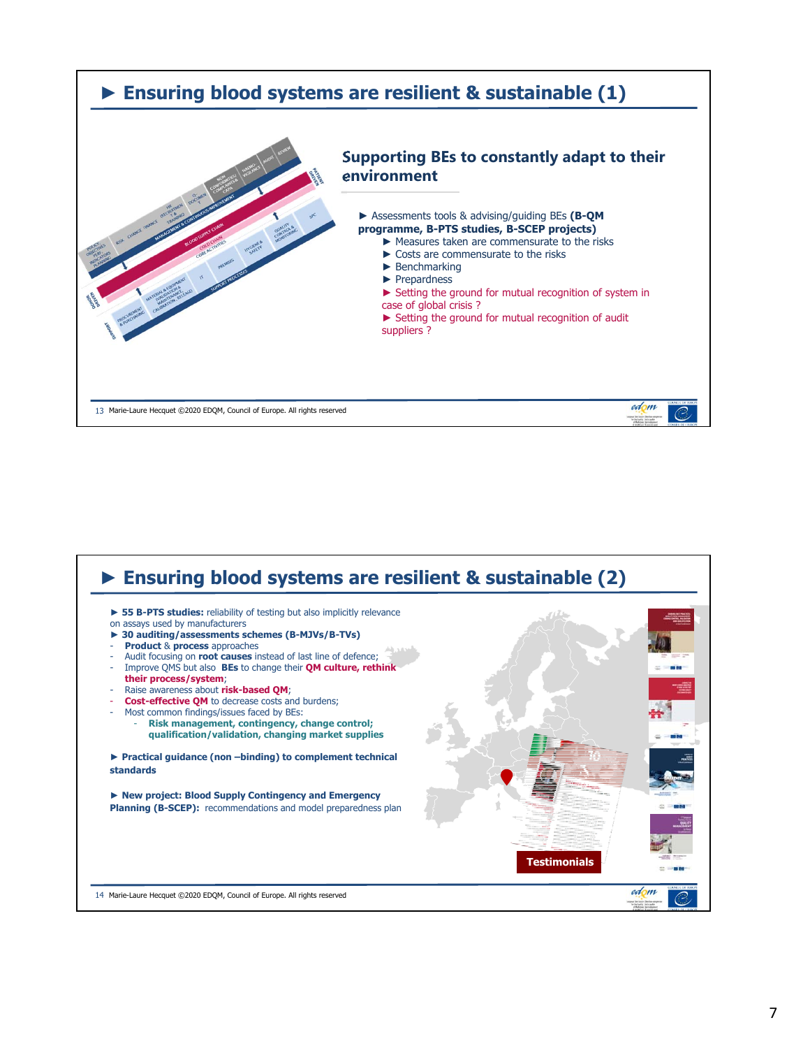## ► Ensuring blood systems are resilient & sustainable (1)

### Supporting BEs to constantly adapt to their environment

- ► Assessments tools & advising/guiding BEs **(B-QM programme, B-PTS studies, B-SCEP projects)**
  - ► Measures taken are commensurate to the risks
  - ► Costs are commensurate to the risks
  - ► Benchmarking
  - ► Prepardness
  - ► Setting the ground for mutual recognition of system in case of global crisis ?
  - ► Setting the ground for mutual recognition of audit suppliers ?

## ► Ensuring blood systems are resilient & sustainable (2)

- ► **55 B-PTS studies:** reliability of testing but also implicitly relevance on assays used by manufacturers
- ► **30 auditing/assessments schemes (B-MJVs/B-TVs)**
  - **Product** & **process** approaches
  - Audit focusing on **root causes** instead of last line of defence;
  - Improve QMS but also **BEs** to change their **QM culture, rethink their process/system**;
  - Raise awareness about **risk-based QM**;
  - **Cost-effective QM** to decrease costs and burdens;
  - Most common findings/issues faced by BEs:
    - **Risk management, contingency, change control; qualification/validation, changing market supplies**
- ► **Practical guidance (non –binding) to complement technical standards**
- ► **New project: Blood Supply Contingency and Emergency Planning (B-SCEP):** recommendations and model preparedness plan

Testimonials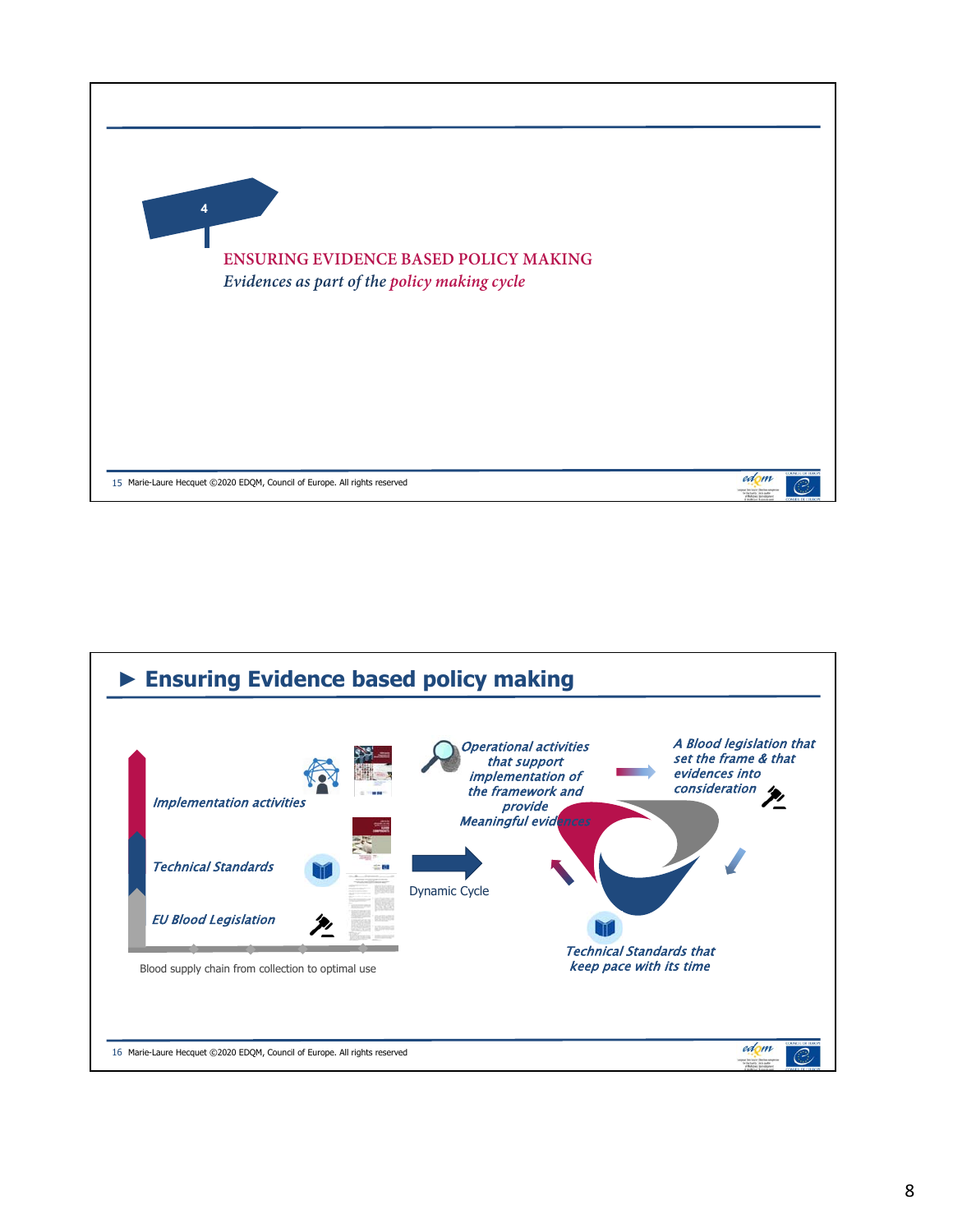4

ENSURING EVIDENCE BASED POLICY MAKING

*Evidences as part of the policy making cycle*

15 Marie-Laure Hecquet ©2020 EDQM, Council of Europe. All rights reserved

## ► Ensuring Evidence based policy making

*Implementation activities*

*Technical Standards*

*EU Blood Legislation*

Blood supply chain from collection to optimal use

Dynamic Cycle

*Operational activities that support implementation of the framework and provide Meaningful evidences*

*A Blood legislation that set the frame & that evidences into consideration*

*Technical Standards that keep pace with its time*

16 Marie-Laure Hecquet ©2020 EDQM, Council of Europe. All rights reserved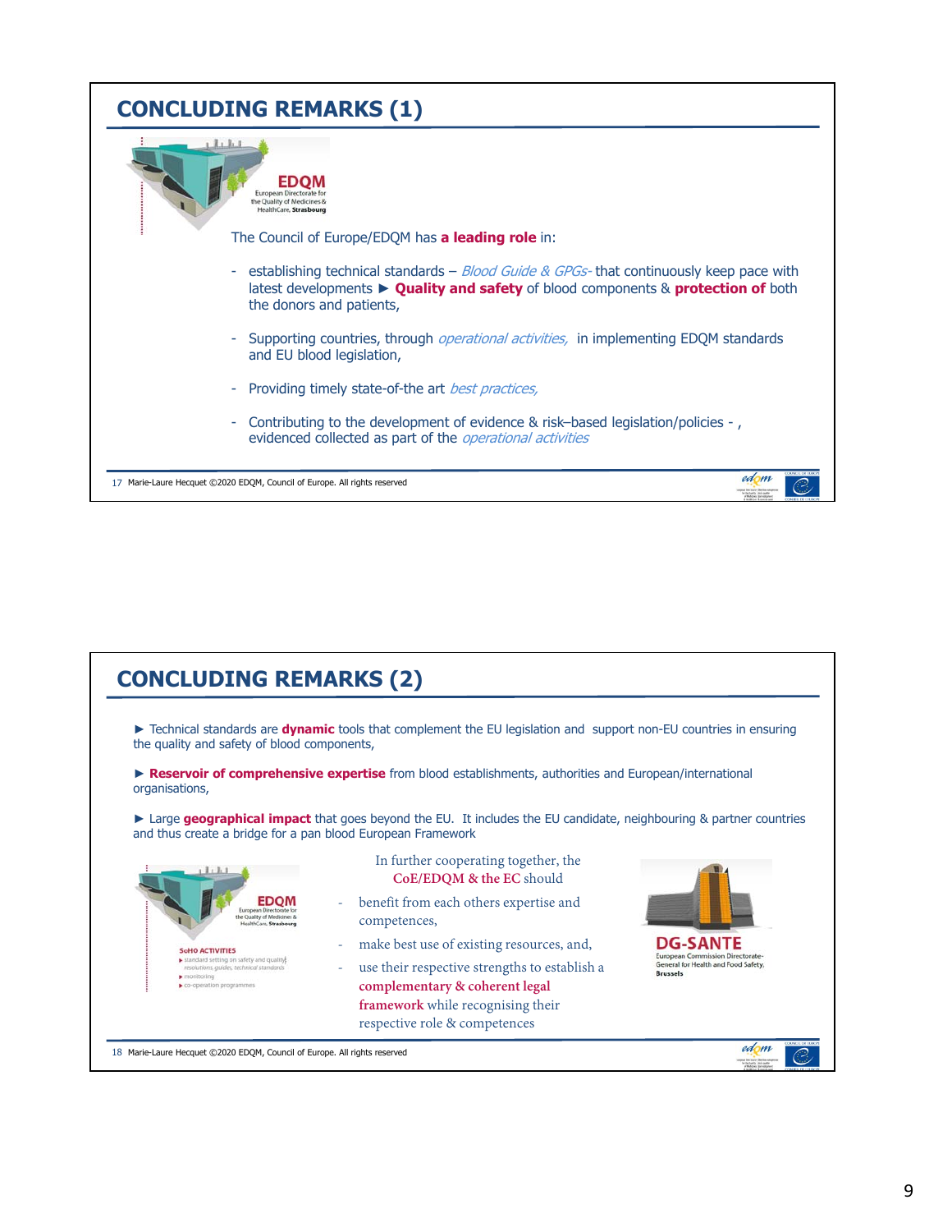## CONCLUDING REMARKS (1)

**EDQM**
European Directorate for the Quality of Medicines & HealthCare, **Strasbourg**

The Council of Europe/EDQM has **a leading role** in:

- establishing technical standards – *Blood Guide & GPGs-* that continuously keep pace with latest developments ► **Quality and safety** of blood components & **protection of** both the donors and patients,
- Supporting countries, through *operational activities,* in implementing EDQM standards and EU blood legislation,
- Providing timely state-of-the art *best practices,*
- Contributing to the development of evidence & risk–based legislation/policies - , evidenced collected as part of the *operational activities*

17 Marie-Laure Hecquet ©2020 EDQM, Council of Europe. All rights reserved

## CONCLUDING REMARKS (2)

► Technical standards are **dynamic** tools that complement the EU legislation and support non-EU countries in ensuring the quality and safety of blood components,

► **Reservoir of comprehensive expertise** from blood establishments, authorities and European/international organisations,

► Large **geographical impact** that goes beyond the EU. It includes the EU candidate, neighbouring & partner countries and thus create a bridge for a pan blood European Framework

**EDQM**
European Directorate for the Quality of Medicines & HealthCare, **Strasbourg**

SoHO ACTIVITIES
- standard setting on safety and quality resolutions, guides, technical standards
- monitoring
- co-operation programmes

In further cooperating together, the **CoE/EDQM & the EC** should

- benefit from each others expertise and competences,
- make best use of existing resources, and,
- use their respective strengths to establish a **complementary & coherent legal framework** while recognising their respective role & competences

**DG-SANTE**
European Commission Directorate-General for Health and Food Safety, **Brussels**

18 Marie-Laure Hecquet ©2020 EDQM, Council of Europe. All rights reserved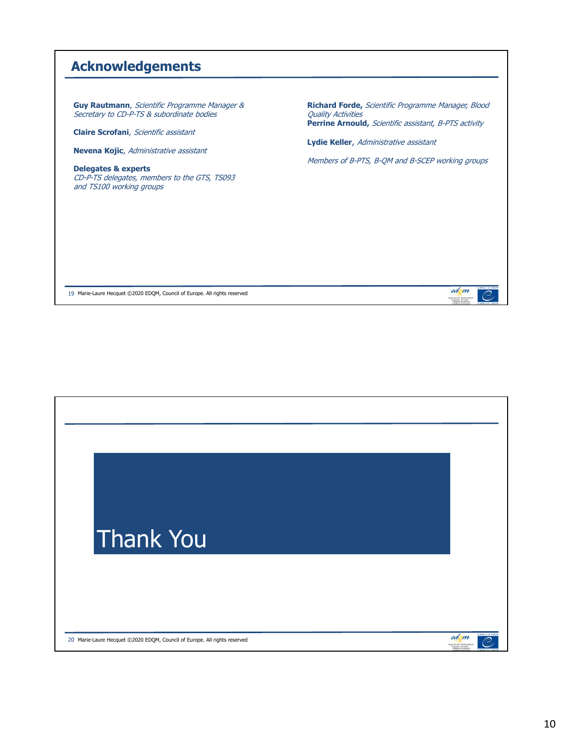## Acknowledgements

**Guy Rautmann**, *Scientific Programme Manager & Secretary to CD-P-TS & subordinate bodies*

**Claire Scrofani**, *Scientific assistant*

**Nevena Kojic**, *Administrative assistant*

**Delegates & experts**
*CD-P-TS delegates, members to the GTS, TS093 and TS100 working groups*

**Richard Forde,** *Scientific Programme Manager, Blood Quality Activities*
**Perrine Arnould,** *Scientific assistant, B-PTS activity*

**Lydie Keller**, *Administrative assistant*

*Members of B-PTS, B-QM and B-SCEP working groups*

Marie-Laure Hecquet ©2020 EDQM, Council of Europe. All rights reserved

---

# Thank You

Marie-Laure Hecquet ©2020 EDQM, Council of Europe. All rights reserved